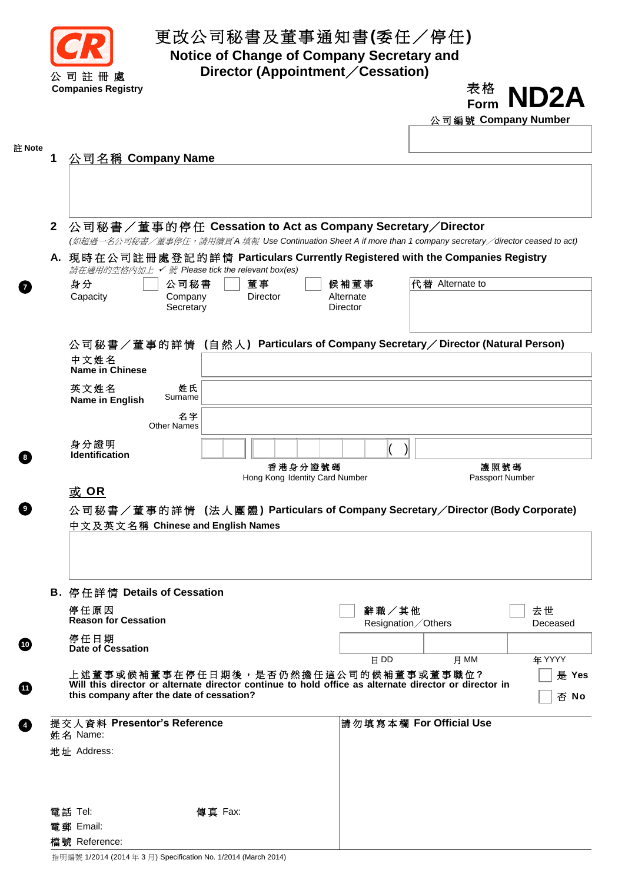公司註冊處
**Companies Registry**

# 更改公司秘書及董事通知書(委任／停任)
# Notice of Change of Company Secretary and Director (Appointment／Cessation)

表格 Form **ND2A**

公司編號 **Company Number**

註 **Note**

## 1 公司名稱 Company Name

## 2 公司秘書／董事的停任 Cessation to Act as Company Secretary／Director

*(如超過一名公司秘書／董事停任，請用續頁A 填報 Use Continuation Sheet A if more than 1 company secretary／director ceased to act)*

### A. 現時在公司註冊處登記的詳情 Particulars Currently Registered with the Companies Registry

*請在適用的空格內加上 ✓ 號 Please tick the relevant box(es)*

7 身分 Capacity ☐ 公司秘書 Company Secretary ☐ 董事 Director ☐ 候補董事 Alternate Director | 代替 Alternate to

**公司秘書／董事的詳情 (自然人) Particulars of Company Secretary／Director (Natural Person)**

中文姓名 **Name in Chinese**

英文姓名 **Name in English** 姓氏 Surname

名字 Other Names

8 身分證明 **Identification** ( )

香港身分證號碼 Hong Kong Identity Card Number

護照號碼 Passport Number

**或 OR**

9 **公司秘書／董事的詳情 (法人團體) Particulars of Company Secretary／Director (Body Corporate)**

中文及英文名稱 **Chinese and English Names**

### B. 停任詳情 Details of Cessation

停任原因 **Reason for Cessation** ☐ 辭職／其他 Resignation／Others ☐ 去世 Deceased

10 停任日期 **Date of Cessation** 日 DD 月 MM 年 YYYY

11 上述董事或候補董事在停任日期後，是否仍然擔任這公司的候補董事或董事職位？ **Will this director or alternate director continue to hold office as alternate director or director in this company after the date of cessation?** ☐ 是 **Yes** ☐ 否 **No**

4 **提交人資料 Presentor's Reference**

姓名 Name:

地址 Address:

電話 Tel: 傳真 Fax:

電郵 Email:

檔號 Reference:

**請勿填寫本欄 For Official Use**

指明編號 1/2014 (2014 年 3 月) Specification No. 1/2014 (March 2014)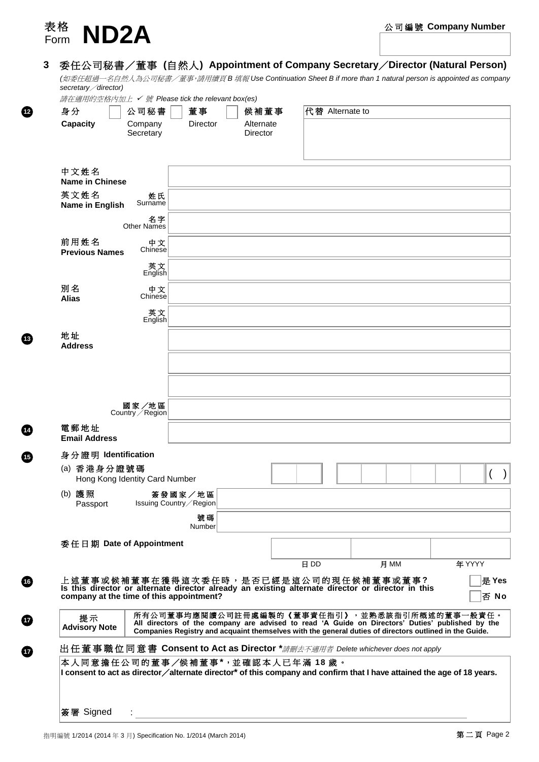表格 Form **ND2A**

公司編號 **Company Number**

## 3 委任公司秘書／董事（自然人）Appointment of Company Secretary／Director (Natural Person)

*(如委任超過一名自然人為公司秘書／董事，請用續頁B填報 Use Continuation Sheet B if more than 1 natural person is appointed as company secretary／director)*

*請在適用的空格內加上 ✓ 號 Please tick the relevant box(es)*

**12**

| 身分 **Capacity** | ☐ 公司秘書 Company Secretary | ☐ 董事 Director | ☐ 候補董事 Alternate Director | 代替 Alternate to |
|---|---|---|---|---|

| | | |
|---|---|---|
| 中文姓名 **Name in Chinese** | | |
| 英文姓名 **Name in English** | 姓氏 Surname | |
| | 名字 Other Names | |
| 前用姓名 **Previous Names** | 中文 Chinese | |
| | 英文 English | |
| 別名 **Alias** | 中文 Chinese | |
| | 英文 English | |

**13**

| | | |
|---|---|---|
| 地址 **Address** | | |
| | | |
| | | |
| | 國家／地區 Country／Region | |

**14**

| | |
|---|---|
| 電郵地址 **Email Address** | |

**15** 身分證明 **Identification**

(a) 香港身分證號碼 Hong Kong Identity Card Number ☐☐ ☐☐☐☐☐☐ ( )

(b) 護照 Passport

| | |
|---|---|
| 簽發國家／地區 Issuing Country／Region | |
| 號碼 Number | |

委任日期 **Date of Appointment**

| 日 DD | 月 MM | 年 YYYY |
|---|---|---|
| | | |

**16** 上述董事或候補董事在獲得這次委任時，是否已經是這公司的現任候補董事或董事？
**Is this director or alternate director already an existing alternate director or director in this company at the time of this appointment?**

☐ 是 **Yes**
☐ 否 **No**

**17**

| 提示 **Advisory Note** | 所有公司董事均應閱讀公司註冊處編製的《董事責任指引》，並熟悉該指引所概述的董事一般責任。**All directors of the company are advised to read 'A Guide on Directors' Duties' published by the Companies Registry and acquaint themselves with the general duties of directors outlined in the Guide.** |
|---|---|

**17** 出任董事職位同意書 **Consent to Act as Director** *\**請刪去不適用者 Delete whichever does not apply*

本人同意擔任公司的董事／候補董事*，並確認本人已年滿 **18** 歲。
**I consent to act as director／alternate director* of this company and confirm that I have attained the age of 18 years.**

簽署 Signed :

指明編號 1/2014 (2014 年 3 月) Specification No. 1/2014 (March 2014)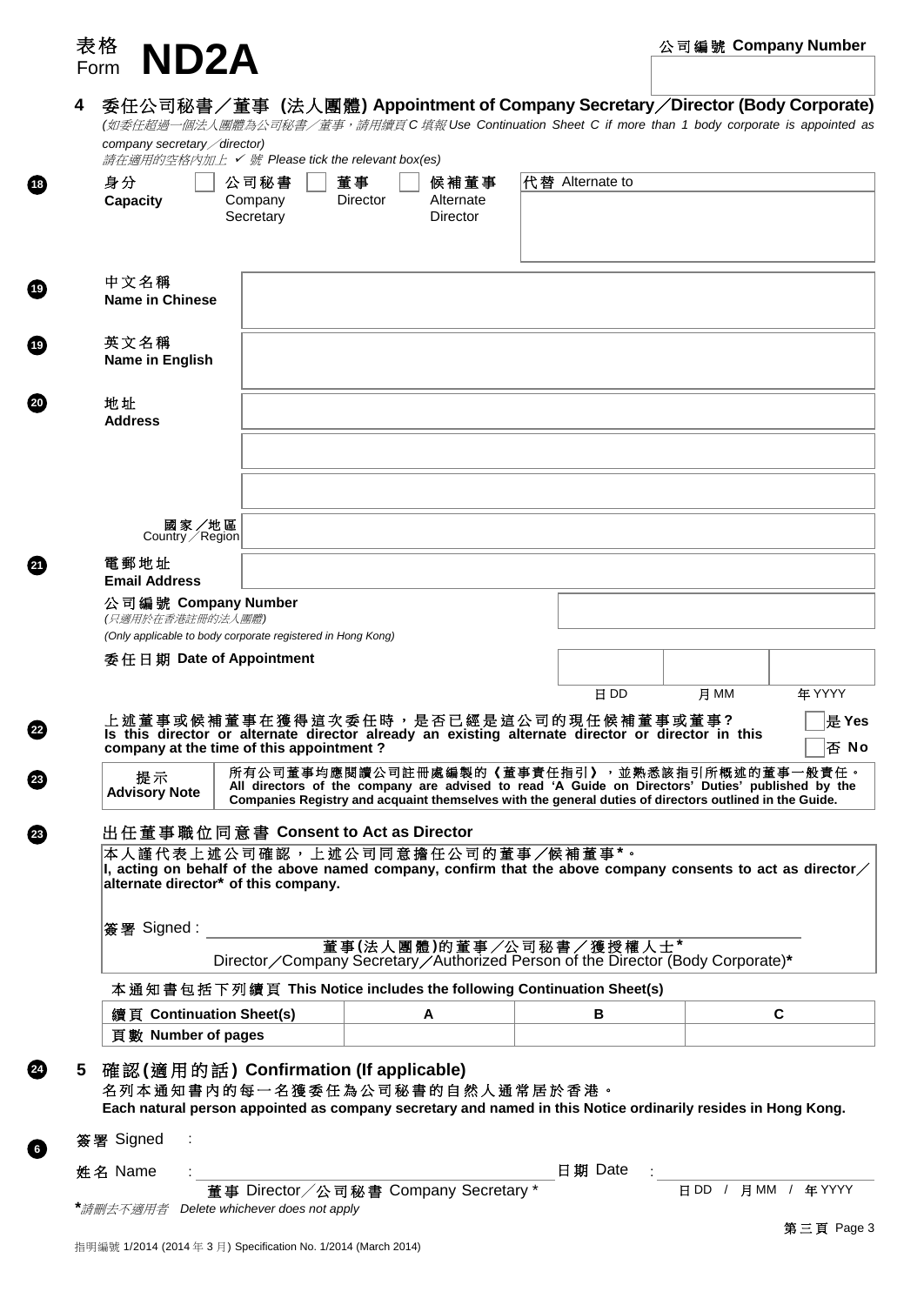表格 Form **ND2A**

公司編號 Company Number

## 4 委任公司秘書／董事 (法人團體) Appointment of Company Secretary／Director (Body Corporate)

*(如委任超過一個法人團體為公司秘書／董事，請用續頁C 填報 Use Continuation Sheet C if more than 1 body corporate is appointed as company secretary／director)*

*請在適用的空格內加上 ✓ 號 Please tick the relevant box(es)*

18 身分 **Capacity** ☐ 公司秘書 Company Secretary ☐ 董事 Director ☐ 候補董事 Alternate Director

代替 Alternate to

19 中文名稱 **Name in Chinese**

19 英文名稱 **Name in English**

20 地址 **Address**

國家／地區 Country／Region

21 電郵地址 **Email Address**

公司編號 **Company Number**
*(只適用於在香港註冊的法人團體)*
*(Only applicable to body corporate registered in Hong Kong)*

委任日期 **Date of Appointment**

| 日 DD | 月 MM | 年 YYYY |
|---|---|---|
| | | |

22 上述董事或候補董事在獲得這次委任時，是否已經是這公司的現任候補董事或董事? **Is this director or alternate director already an existing alternate director or director in this company at the time of this appointment ?** ☐ 是 **Yes** ☐ 否 **No**

23 提示 **Advisory Note**
所有公司董事均應閱讀公司註冊處編製的《董事責任指引》，並熟悉該指引所概述的董事一般責任。
**All directors of the company are advised to read 'A Guide on Directors' Duties' published by the Companies Registry and acquaint themselves with the general duties of directors outlined in the Guide.**

23 出任董事職位同意書 **Consent to Act as Director**

本人謹代表上述公司確認，上述公司同意擔任公司的董事／候補董事*。
**I, acting on behalf of the above named company, confirm that the above company consents to act as director／alternate director* of this company.**

簽署 Signed : ______________________________

董事(法人團體)的董事／公司秘書／獲授權人士*
Director／Company Secretary／Authorized Person of the Director (Body Corporate)*

本通知書包括下列續頁 **This Notice includes the following Continuation Sheet(s)**

| 續頁 **Continuation Sheet(s)** | **A** | **B** | **C** |
|---|---|---|---|
| 頁數 **Number of pages** | | | |

## 24 5 確認(適用的話) Confirmation (If applicable)

名列本通知書內的每一名獲委任為公司秘書的自然人通常居於香港。
**Each natural person appointed as company secretary and named in this Notice ordinarily resides in Hong Kong.**

6 簽署 Signed :

姓名 Name : ______________________________ 日期 Date : ______________

董事 Director／公司秘書 Company Secretary * 日 DD / 月 MM / 年 YYYY

**\***請刪去不適用者 *Delete whichever does not apply*

指明編號 1/2014 (2014 年 3 月) Specification No. 1/2014 (March 2014)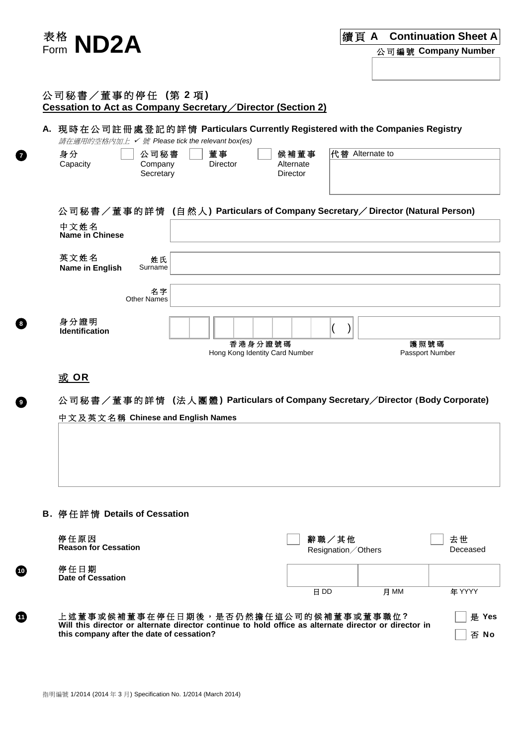表格 Form **ND2A**

**續頁 A Continuation Sheet A**

公司編號 **Company Number**

## 公司秘書／董事的停任 (第 2 項)
## Cessation to Act as Company Secretary／Director (Section 2)

### A. 現時在公司註冊處登記的詳情 Particulars Currently Registered with the Companies Registry

*請在適用的空格內加上 ✓ 號 Please tick the relevant box(es)*

7

身分 Capacity ☐ 公司秘書 Company Secretary ☐ 董事 Director ☐ 候補董事 Alternate Director | 代替 Alternate to

**公司秘書／董事的詳情 (自然人) Particulars of Company Secretary／Director (Natural Person)**

中文姓名 **Name in Chinese**

英文姓名 **Name in English** 姓氏 Surname

名字 Other Names

8

身分證明 **Identification**

香港身分證號碼 Hong Kong Identity Card Number ( )

護照號碼 Passport Number

**或 OR**

9

**公司秘書／董事的詳情 (法人團體) Particulars of Company Secretary／Director (Body Corporate)**

中文及英文名稱 **Chinese and English Names**

### B. 停任詳情 Details of Cessation

停任原因 **Reason for Cessation** ☐ 辭職／其他 Resignation／Others ☐ 去世 Deceased

10

停任日期 **Date of Cessation**

| 日 DD | 月 MM | 年 YYYY |
|---|---|---|
| | | |

11

上述董事或候補董事在停任日期後，是否仍然擔任這公司的候補董事或董事職位？
**Will this director or alternate director continue to hold office as alternate director or director in this company after the date of cessation?**

☐ 是 **Yes**

☐ 否 **No**

指明編號 1/2014 (2014 年 3 月) Specification No. 1/2014 (March 2014)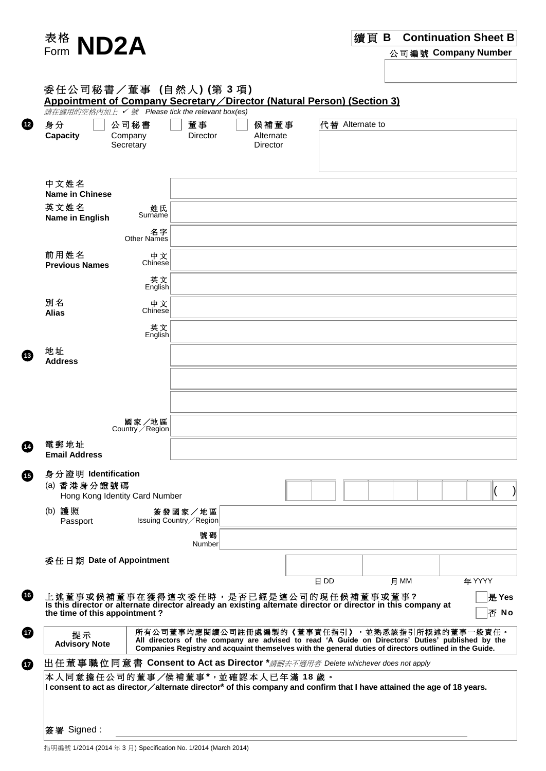表格 Form **ND2A**

**續頁 B Continuation Sheet B**

公司編號 **Company Number**

## 委任公司秘書／董事（自然人）(第 3 項)
## Appointment of Company Secretary／Director (Natural Person) (Section 3)

*請在適用的空格內加上 ✓ 號 Please tick the relevant box(es)*

**12** 身分 **Capacity**

☐ 公司秘書 Company Secretary ☐ 董事 Director ☐ 候補董事 Alternate Director

代替 Alternate to

| | | |
|---|---|---|
| 中文姓名 **Name in Chinese** | | |
| 英文姓名 **Name in English** | 姓氏 Surname | |
| | 名字 Other Names | |
| 前用姓名 **Previous Names** | 中文 Chinese | |
| | 英文 English | |
| 別名 **Alias** | 中文 Chinese | |
| | 英文 English | |

**13** 地址 **Address**

| | |
|---|---|
| | |
| | |
| | |
| 國家／地區 Country／Region | |

**14** 電郵地址 **Email Address**

**15** 身分證明 **Identification**

(a) 香港身分證號碼 Hong Kong Identity Card Number ( )

(b) 護照 Passport

| | |
|---|---|
| 簽發國家／地區 Issuing Country／Region | |
| 號碼 Number | |

委任日期 **Date of Appointment**

| 日 DD | 月 MM | 年 YYYY |
|---|---|---|
| | | |

**16** 上述董事或候補董事在獲得這次委任時，是否已經是這公司的現任候補董事或董事？
**Is this director or alternate director already an existing alternate director or director in this company at the time of this appointment ?**

☐ 是 **Yes**
☐ 否 **No**

**17**

| 提示 **Advisory Note** | 所有公司董事均應閱讀公司註冊處編製的《董事責任指引》，並熟悉該指引所概述的董事一般責任。 **All directors of the company are advised to read 'A Guide on Directors' Duties' published by the Companies Registry and acquaint themselves with the general duties of directors outlined in the Guide.** |
|---|---|

**17** 出任董事職位同意書 **Consent to Act as Director** * *請刪去不適用者 Delete whichever does not apply*

本人同意擔任公司的董事／候補董事*，並確認本人已年滿 18 歲。
**I consent to act as director／alternate director* of this company and confirm that I have attained the age of 18 years.**

簽署 Signed : ______________________

指明編號 1/2014 (2014 年 3 月) Specification No. 1/2014 (March 2014)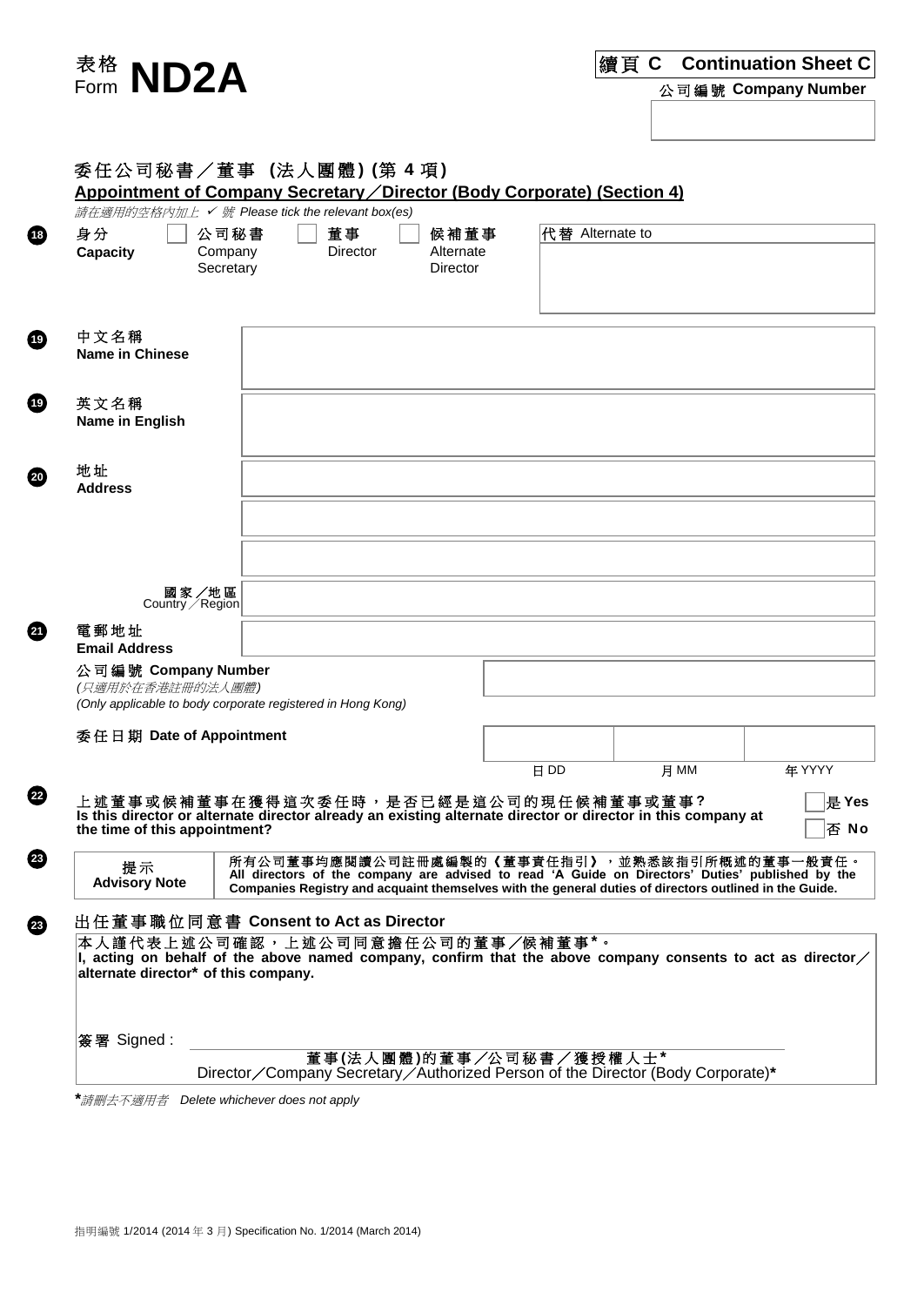表格 Form **ND2A**

**續頁 C Continuation Sheet C**

公司編號 **Company Number**

| |
|---|
| |

## 委任公司秘書／董事（法人團體）(第 4 項)
## Appointment of Company Secretary／Director (Body Corporate) (Section 4)

*請在適用的空格內加上 ✓ 號 Please tick the relevant box(es)*

**18** 身分 **Capacity** ☐ 公司秘書 Company Secretary ☐ 董事 Director ☐ 候補董事 Alternate Director

代替 Alternate to: 

**19** 中文名稱 **Name in Chinese**: 

**19** 英文名稱 **Name in English**: 

**20** 地址 **Address**: 

國家／地區 Country／Region: 

**21** 電郵地址 **Email Address**: 

公司編號 **Company Number**
*(只適用於在香港註冊的法人團體)*
*(Only applicable to body corporate registered in Hong Kong)*

委任日期 **Date of Appointment**

| 日 DD | 月 MM | 年 YYYY |
|---|---|---|
| | | |

**22** 上述董事或候補董事在獲得這次委任時，是否已經是這公司的現任候補董事或董事？
**Is this director or alternate director already an existing alternate director or director in this company at the time of this appointment?**

☐ 是 **Yes**
☐ 否 **No**

**23**

| 提示 **Advisory Note** | 所有公司董事均應閱讀公司註冊處編製的《董事責任指引》，並熟悉該指引所概述的董事一般責任。 **All directors of the company are advised to read 'A Guide on Directors' Duties' published by the Companies Registry and acquaint themselves with the general duties of directors outlined in the Guide.** |
|---|---|

**23** 出任董事職位同意書 **Consent to Act as Director**

本人謹代表上述公司確認，上述公司同意擔任公司的董事／候補董事*。
**I, acting on behalf of the above named company, confirm that the above company consents to act as director／alternate director* of this company.**

簽署 Signed : ______________________________

董事(法人團體)的董事／公司秘書／獲授權人士*
Director／Company Secretary／Authorized Person of the Director (Body Corporate)*

**\***請刪去不適用者 *Delete whichever does not apply*

指明編號 1/2014 (2014 年 3 月) Specification No. 1/2014 (March 2014)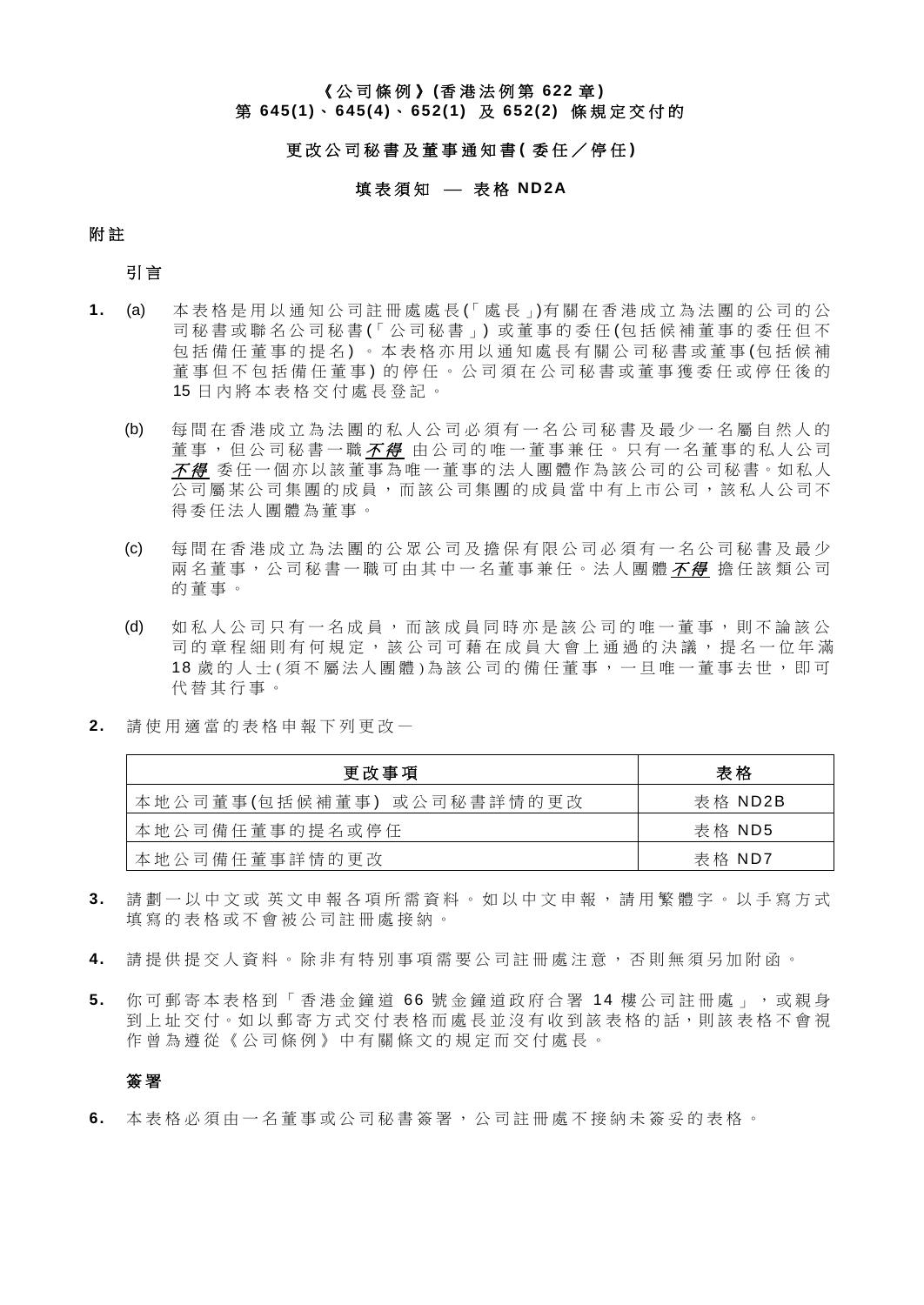**《公司條例》(香港法例第 622 章)**
**第 645(1)、645(4)、652(1) 及 652(2) 條規定交付的**

**更改公司秘書及董事通知書(委任／停任)**

**填表須知 — 表格 ND2A**

**附註**

引言

1. (a) 本表格是用以通知公司註冊處處長(「處長」)有關在香港成立為法團的公司的公司秘書或聯名公司秘書(「公司秘書」) 或董事的委任(包括候補董事的委任但不包括備任董事的提名) 。本表格亦用以通知處長有關公司秘書或董事(包括候補董事但不包括備任董事) 的停任。公司須在公司秘書或董事獲委任或停任後的 15 日內將本表格交付處長登記。

   (b) 每間在香港成立為法團的私人公司必須有一名公司秘書及最少一名屬自然人的董事，但公司秘書一職 ***不得*** 由公司的唯一董事兼任。只有一名董事的私人公司 ***不得*** 委任一個亦以該董事為唯一董事的法人團體作為該公司的公司秘書。如私人公司屬某公司集團的成員，而該公司集團的成員當中有上市公司，該私人公司不得委任法人團體為董事。

   (c) 每間在香港成立為法團的公眾公司及擔保有限公司必須有一名公司秘書及最少兩名董事，公司秘書一職可由其中一名董事兼任。法人團體 ***不得*** 擔任該類公司的董事。

   (d) 如私人公司只有一名成員，而該成員同時亦是該公司的唯一董事，則不論該公司的章程細則有何規定，該公司可藉在成員大會上通過的決議，提名一位年滿 18 歲的人士(須不屬法人團體)為該公司的備任董事，一旦唯一董事去世，即可代替其行事。

2. 請使用適當的表格申報下列更改—

| 更改事項 | 表格 |
|---|---|
| 本地公司董事(包括候補董事) 或公司秘書詳情的更改 | 表格 ND2B |
| 本地公司備任董事的提名或停任 | 表格 ND5 |
| 本地公司備任董事詳情的更改 | 表格 ND7 |

3. 請劃一以中文或 英文申報各項所需資料。如以中文申報，請用繁體字。以手寫方式填寫的表格或不會被公司註冊處接納。

4. 請提供提交人資料。除非有特別事項需要公司註冊處注意，否則無須另加附函。

5. 你可郵寄本表格到「香港金鐘道 66 號金鐘道政府合署 14 樓公司註冊處」，或親身到上址交付。如以郵寄方式交付表格而處長並沒有收到該表格的話，則該表格不會視作曾為遵從《公司條例》中有關條文的規定而交付處長。

**簽署**

6. 本表格必須由一名董事或公司秘書簽署，公司註冊處不接納未簽妥的表格。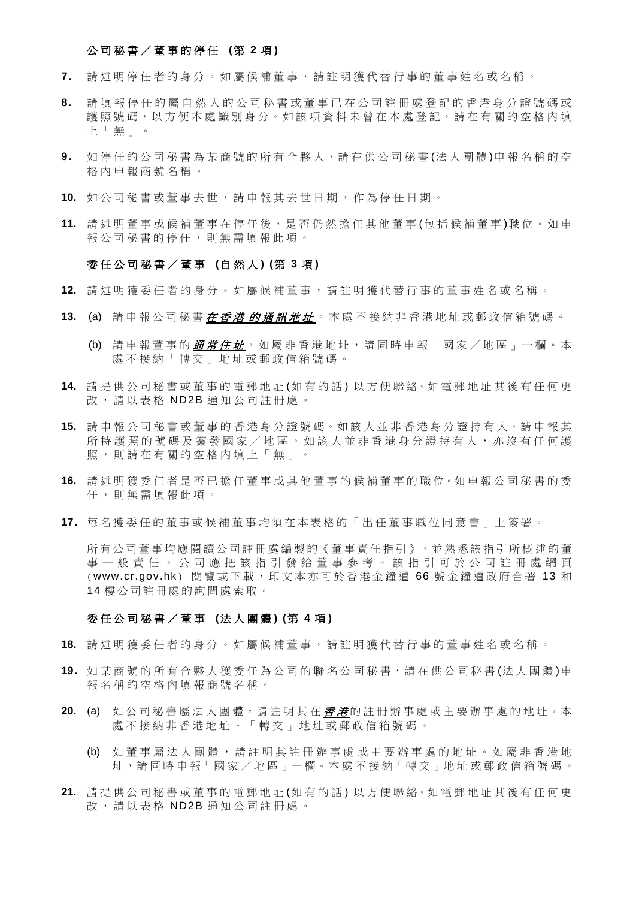### 公司秘書／董事的停任 (第 2 項)

**7.** 請述明停任者的身分。如屬候補董事，請註明獲代替行事的董事姓名或名稱。

**8.** 請填報停任的屬自然人的公司秘書或董事已在公司註冊處登記的香港身分證號碼或護照號碼，以方便本處識別身分。如該項資料未曾在本處登記，請在有關的空格內填上「無」。

**9.** 如停任的公司秘書為某商號的所有合夥人，請在供公司秘書(法人團體)申報名稱的空格內申報商號名稱。

**10.** 如公司秘書或董事去世，請申報其去世日期，作為停任日期。

**11.** 請述明董事或候補董事在停任後，是否仍然擔任其他董事(包括候補董事)職位。如申報公司秘書的停任，則無需填報此項。

### 委任公司秘書／董事 (自然人) (第 3 項)

**12.** 請述明獲委任者的身分。如屬候補董事，請註明獲代替行事的董事姓名或名稱。

**13.** (a) 請申報公司秘書***在香港的通訊地址***。本處不接納非香港地址或郵政信箱號碼。

(b) 請申報董事的***通常住址***。如屬非香港地址，請同時申報「國家／地區」一欄。本處不接納「轉交」地址或郵政信箱號碼。

**14.** 請提供公司秘書或董事的電郵地址(如有的話) 以方便聯絡。如電郵地址其後有任何更改，請以表格 ND2B 通知公司註冊處。

**15.** 請申報公司秘書或董事的香港身分證號碼。如該人並非香港身分證持有人，請申報其所持護照的號碼及簽發國家／地區。如該人並非香港身分證持有人，亦沒有任何護照，則請在有關的空格內填上「無」。

**16.** 請述明獲委任者是否已擔任董事或其他董事的候補董事的職位。如申報公司秘書的委任，則無需填報此項。

**17.** 每名獲委任的董事或候補董事均須在本表格的「出任董事職位同意書」上簽署。

所有公司董事均應閱讀公司註冊處編製的《董事責任指引》，並熟悉該指引所概述的董事一般責任。公司應把該指引發給董事參考。該指引可於公司註冊處網頁（www.cr.gov.hk）閱覽或下載，印文本亦可於香港金鐘道 66 號金鐘道政府合署 13 和 14 樓公司註冊處的詢問處索取。

### 委任公司秘書／董事 (法人團體) (第 4 項)

**18.** 請述明獲委任者的身分。如屬候補董事，請註明獲代替行事的董事姓名或名稱。

**19.** 如某商號的所有合夥人獲委任為公司的聯名公司秘書，請在供公司秘書(法人團體)申報名稱的空格內填報商號名稱。

**20.** (a) 如公司秘書屬法人團體，請註明其在***香港***的註冊辦事處或主要辦事處的地址。本處不接納非香港地址、「轉交」地址或郵政信箱號碼。

(b) 如董事屬法人團體，請註明其註冊辦事處或主要辦事處的地址。如屬非香港地址，請同時申報「國家／地區」一欄。本處不接納「轉交」地址或郵政信箱號碼。

**21.** 請提供公司秘書或董事的電郵地址(如有的話) 以方便聯絡。如電郵地址其後有任何更改，請以表格 ND2B 通知公司註冊處。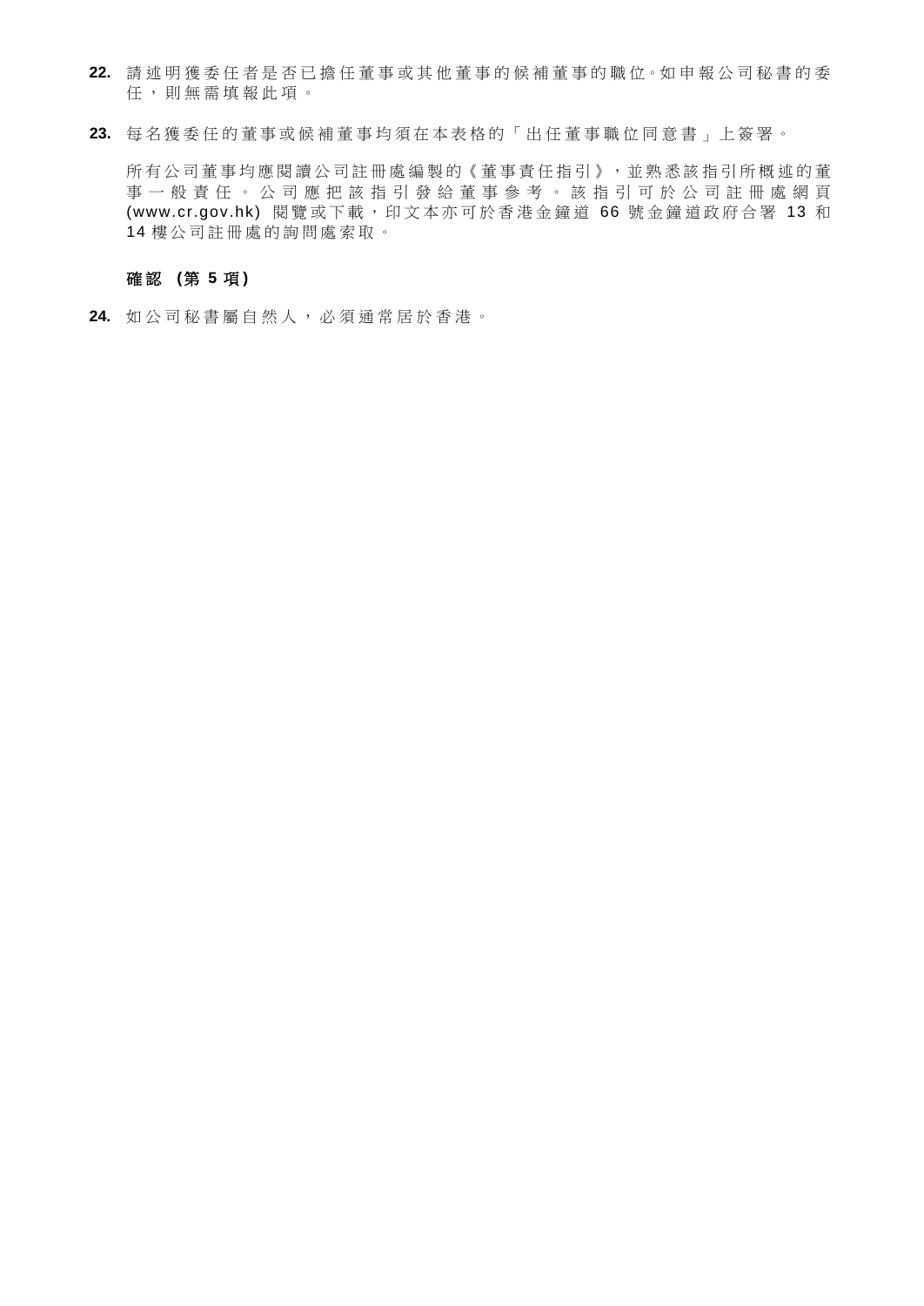**22.** 請述明獲委任者是否已擔任董事或其他董事的候補董事的職位。如申報公司秘書的委任，則無需填報此項。

**23.** 每名獲委任的董事或候補董事均須在本表格的「出任董事職位同意書」上簽署。

所有公司董事均應閱讀公司註冊處編製的《董事責任指引》，並熟悉該指引所概述的董事一般責任。公司應把該指引發給董事參考。該指引可於公司註冊處網頁 (www.cr.gov.hk) 閱覽或下載，印文本亦可於香港金鐘道 66 號金鐘道政府合署 13 和 14 樓公司註冊處的詢問處索取。

**確認 (第 5 項)**

**24.** 如公司秘書屬自然人，必須通常居於香港。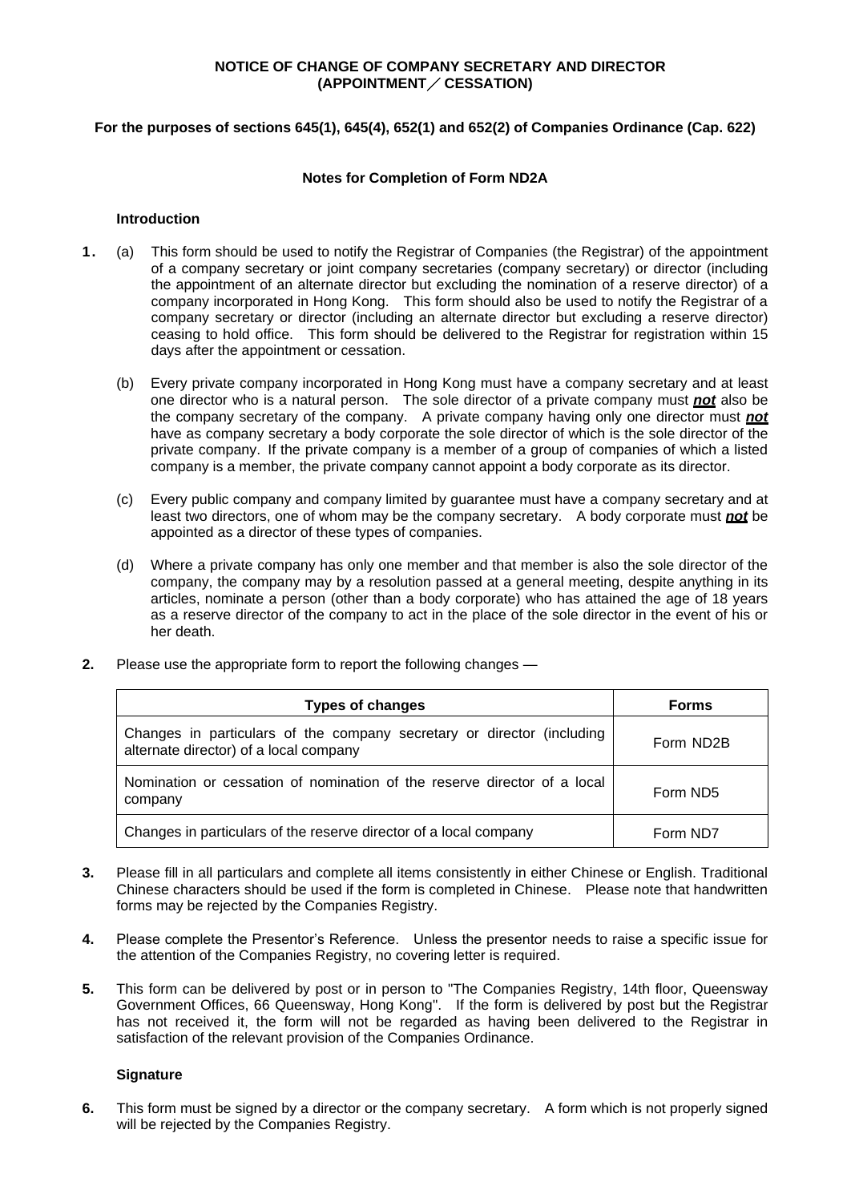**NOTICE OF CHANGE OF COMPANY SECRETARY AND DIRECTOR (APPOINTMENT／CESSATION)**

**For the purposes of sections 645(1), 645(4), 652(1) and 652(2) of Companies Ordinance (Cap. 622)**

**Notes for Completion of Form ND2A**

**Introduction**

**1.** (a) This form should be used to notify the Registrar of Companies (the Registrar) of the appointment of a company secretary or joint company secretaries (company secretary) or director (including the appointment of an alternate director but excluding the nomination of a reserve director) of a company incorporated in Hong Kong. This form should also be used to notify the Registrar of a company secretary or director (including an alternate director but excluding a reserve director) ceasing to hold office. This form should be delivered to the Registrar for registration within 15 days after the appointment or cessation.

(b) Every private company incorporated in Hong Kong must have a company secretary and at least one director who is a natural person. The sole director of a private company must ***not*** also be the company secretary of the company. A private company having only one director must ***not*** have as company secretary a body corporate the sole director of which is the sole director of the private company. If the private company is a member of a group of companies of which a listed company is a member, the private company cannot appoint a body corporate as its director.

(c) Every public company and company limited by guarantee must have a company secretary and at least two directors, one of whom may be the company secretary. A body corporate must ***not*** be appointed as a director of these types of companies.

(d) Where a private company has only one member and that member is also the sole director of the company, the company may by a resolution passed at a general meeting, despite anything in its articles, nominate a person (other than a body corporate) who has attained the age of 18 years as a reserve director of the company to act in the place of the sole director in the event of his or her death.

**2.** Please use the appropriate form to report the following changes —

| Types of changes | Forms |
|---|---|
| Changes in particulars of the company secretary or director (including alternate director) of a local company | Form ND2B |
| Nomination or cessation of nomination of the reserve director of a local company | Form ND5 |
| Changes in particulars of the reserve director of a local company | Form ND7 |

**3.** Please fill in all particulars and complete all items consistently in either Chinese or English. Traditional Chinese characters should be used if the form is completed in Chinese. Please note that handwritten forms may be rejected by the Companies Registry.

**4.** Please complete the Presentor's Reference. Unless the presentor needs to raise a specific issue for the attention of the Companies Registry, no covering letter is required.

**5.** This form can be delivered by post or in person to "The Companies Registry, 14th floor, Queensway Government Offices, 66 Queensway, Hong Kong". If the form is delivered by post but the Registrar has not received it, the form will not be regarded as having been delivered to the Registrar in satisfaction of the relevant provision of the Companies Ordinance.

**Signature**

**6.** This form must be signed by a director or the company secretary. A form which is not properly signed will be rejected by the Companies Registry.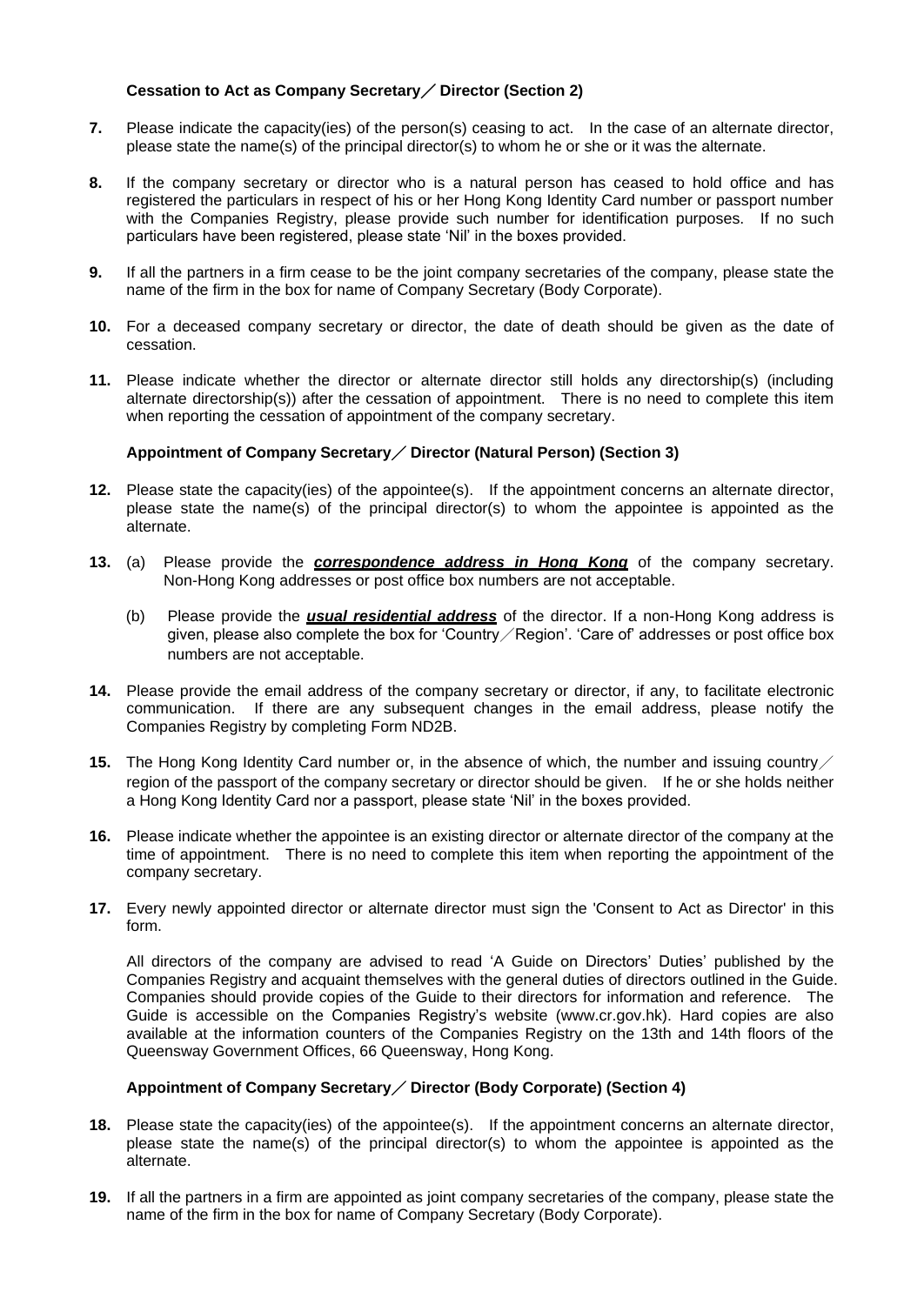**Cessation to Act as Company Secretary／Director (Section 2)**

**7.** Please indicate the capacity(ies) of the person(s) ceasing to act. In the case of an alternate director, please state the name(s) of the principal director(s) to whom he or she or it was the alternate.

**8.** If the company secretary or director who is a natural person has ceased to hold office and has registered the particulars in respect of his or her Hong Kong Identity Card number or passport number with the Companies Registry, please provide such number for identification purposes. If no such particulars have been registered, please state 'Nil' in the boxes provided.

**9.** If all the partners in a firm cease to be the joint company secretaries of the company, please state the name of the firm in the box for name of Company Secretary (Body Corporate).

**10.** For a deceased company secretary or director, the date of death should be given as the date of cessation.

**11.** Please indicate whether the director or alternate director still holds any directorship(s) (including alternate directorship(s)) after the cessation of appointment. There is no need to complete this item when reporting the cessation of appointment of the company secretary.

**Appointment of Company Secretary／Director (Natural Person) (Section 3)**

**12.** Please state the capacity(ies) of the appointee(s). If the appointment concerns an alternate director, please state the name(s) of the principal director(s) to whom the appointee is appointed as the alternate.

**13.** (a) Please provide the ***correspondence address in Hong Kong*** of the company secretary. Non-Hong Kong addresses or post office box numbers are not acceptable.

(b) Please provide the ***usual residential address*** of the director. If a non-Hong Kong address is given, please also complete the box for 'Country／Region'. 'Care of' addresses or post office box numbers are not acceptable.

**14.** Please provide the email address of the company secretary or director, if any, to facilitate electronic communication. If there are any subsequent changes in the email address, please notify the Companies Registry by completing Form ND2B.

**15.** The Hong Kong Identity Card number or, in the absence of which, the number and issuing country／region of the passport of the company secretary or director should be given. If he or she holds neither a Hong Kong Identity Card nor a passport, please state 'Nil' in the boxes provided.

**16.** Please indicate whether the appointee is an existing director or alternate director of the company at the time of appointment. There is no need to complete this item when reporting the appointment of the company secretary.

**17.** Every newly appointed director or alternate director must sign the 'Consent to Act as Director' in this form.

All directors of the company are advised to read 'A Guide on Directors' Duties' published by the Companies Registry and acquaint themselves with the general duties of directors outlined in the Guide. Companies should provide copies of the Guide to their directors for information and reference. The Guide is accessible on the Companies Registry's website (www.cr.gov.hk). Hard copies are also available at the information counters of the Companies Registry on the 13th and 14th floors of the Queensway Government Offices, 66 Queensway, Hong Kong.

**Appointment of Company Secretary／Director (Body Corporate) (Section 4)**

**18.** Please state the capacity(ies) of the appointee(s). If the appointment concerns an alternate director, please state the name(s) of the principal director(s) to whom the appointee is appointed as the alternate.

**19.** If all the partners in a firm are appointed as joint company secretaries of the company, please state the name of the firm in the box for name of Company Secretary (Body Corporate).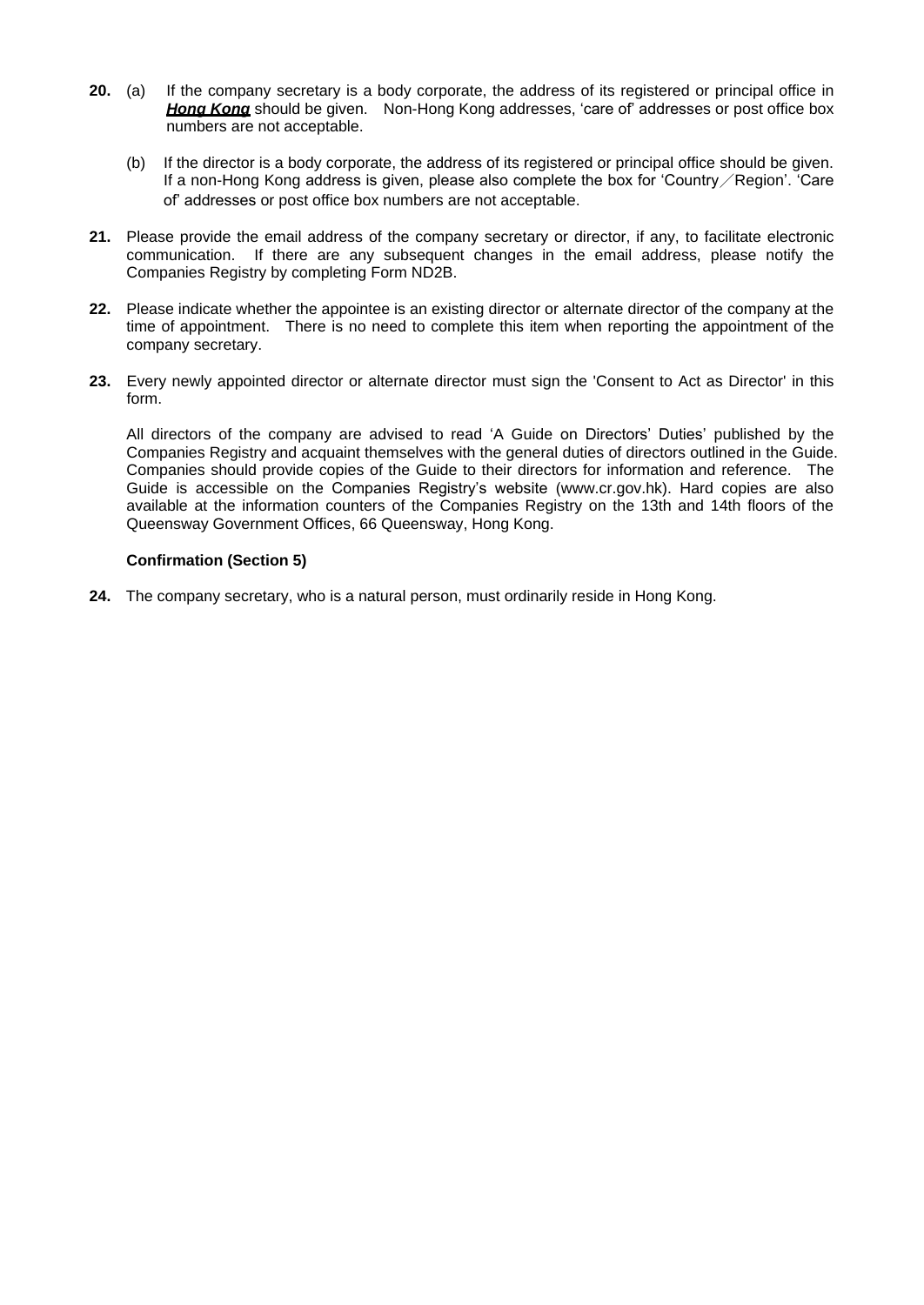**20.** (a) If the company secretary is a body corporate, the address of its registered or principal office in ***Hong Kong*** should be given. Non-Hong Kong addresses, 'care of' addresses or post office box numbers are not acceptable.

(b) If the director is a body corporate, the address of its registered or principal office should be given. If a non-Hong Kong address is given, please also complete the box for 'Country／Region'. 'Care of' addresses or post office box numbers are not acceptable.

**21.** Please provide the email address of the company secretary or director, if any, to facilitate electronic communication. If there are any subsequent changes in the email address, please notify the Companies Registry by completing Form ND2B.

**22.** Please indicate whether the appointee is an existing director or alternate director of the company at the time of appointment. There is no need to complete this item when reporting the appointment of the company secretary.

**23.** Every newly appointed director or alternate director must sign the 'Consent to Act as Director' in this form.

All directors of the company are advised to read 'A Guide on Directors' Duties' published by the Companies Registry and acquaint themselves with the general duties of directors outlined in the Guide. Companies should provide copies of the Guide to their directors for information and reference. The Guide is accessible on the Companies Registry's website (www.cr.gov.hk). Hard copies are also available at the information counters of the Companies Registry on the 13th and 14th floors of the Queensway Government Offices, 66 Queensway, Hong Kong.

**Confirmation (Section 5)**

**24.** The company secretary, who is a natural person, must ordinarily reside in Hong Kong.